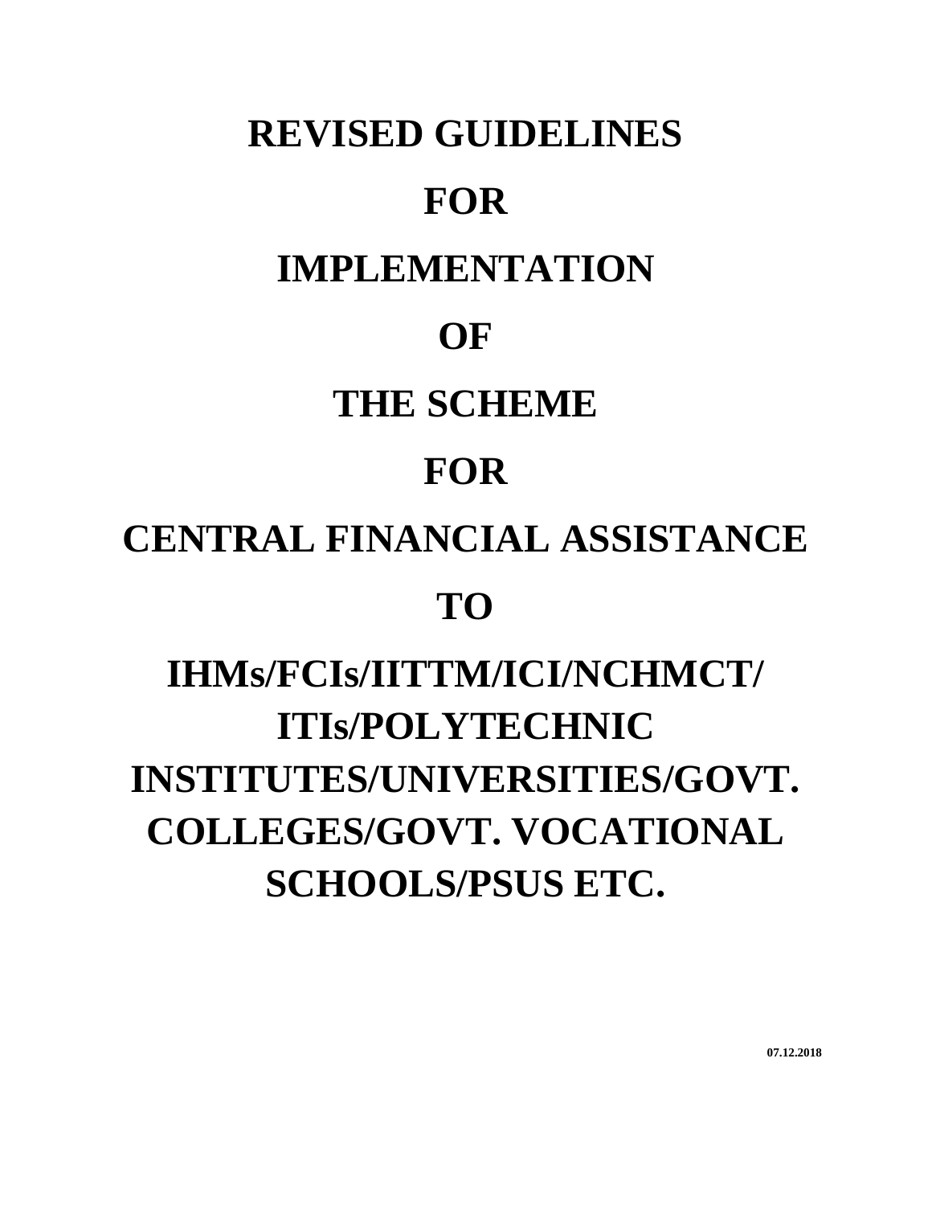# REVISED GUIDELINES

# FOR

# IMPLEMENTATION

# OF

# THE SCHEME

# FOR

# CENTRAL FINANCIAL ASSISTANCE

# TO

# IHMs/FCIs/IITTM/ICI/NCHMCT/ ITIs/POLYTECHNIC INSTITUTES/UNIVERSITIES/GOVT. COLLEGES/GOVT. VOCATIONAL SCHOOLS/PSUS ETC.

**07.12.2018**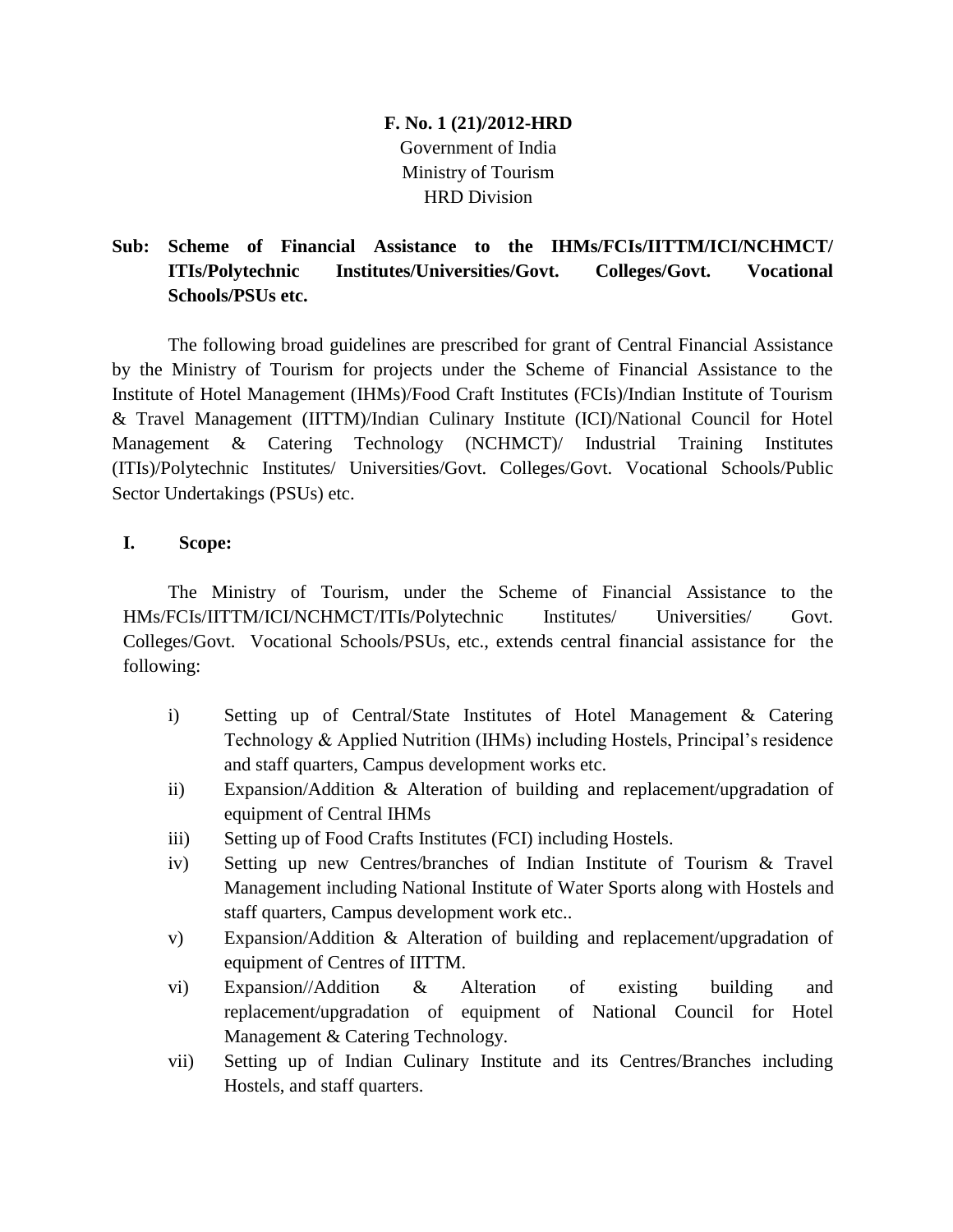**F. No. 1 (21)/2012-HRD**
Government of India
Ministry of Tourism
HRD Division

**Sub: Scheme of Financial Assistance to the IHMs/FCIs/IITTM/ICI/NCHMCT/ ITIs/Polytechnic Institutes/Universities/Govt. Colleges/Govt. Vocational Schools/PSUs etc.**

The following broad guidelines are prescribed for grant of Central Financial Assistance by the Ministry of Tourism for projects under the Scheme of Financial Assistance to the Institute of Hotel Management (IHMs)/Food Craft Institutes (FCIs)/Indian Institute of Tourism & Travel Management (IITTM)/Indian Culinary Institute (ICI)/National Council for Hotel Management & Catering Technology (NCHMCT)/ Industrial Training Institutes (ITIs)/Polytechnic Institutes/ Universities/Govt. Colleges/Govt. Vocational Schools/Public Sector Undertakings (PSUs) etc.

## I. Scope:

The Ministry of Tourism, under the Scheme of Financial Assistance to the HMs/FCIs/IITTM/ICI/NCHMCT/ITIs/Polytechnic Institutes/ Universities/ Govt. Colleges/Govt. Vocational Schools/PSUs, etc., extends central financial assistance for the following:

i) Setting up of Central/State Institutes of Hotel Management & Catering Technology & Applied Nutrition (IHMs) including Hostels, Principal's residence and staff quarters, Campus development works etc.

ii) Expansion/Addition & Alteration of building and replacement/upgradation of equipment of Central IHMs

iii) Setting up of Food Crafts Institutes (FCI) including Hostels.

iv) Setting up new Centres/branches of Indian Institute of Tourism & Travel Management including National Institute of Water Sports along with Hostels and staff quarters, Campus development work etc..

v) Expansion/Addition & Alteration of building and replacement/upgradation of equipment of Centres of IITTM.

vi) Expansion//Addition & Alteration of existing building and replacement/upgradation of equipment of National Council for Hotel Management & Catering Technology.

vii) Setting up of Indian Culinary Institute and its Centres/Branches including Hostels, and staff quarters.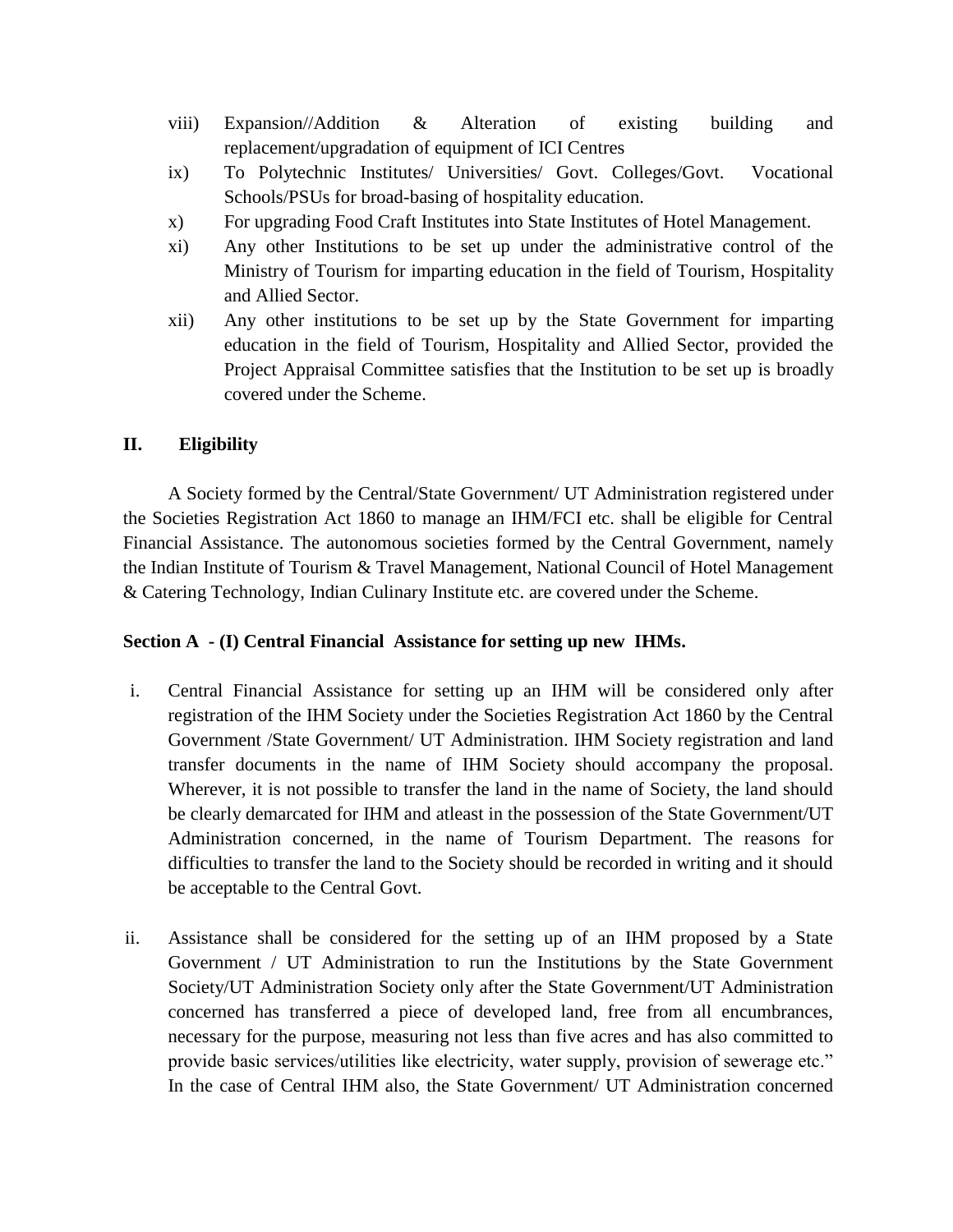viii) Expansion//Addition & Alteration of existing building and replacement/upgradation of equipment of ICI Centres

ix) To Polytechnic Institutes/ Universities/ Govt. Colleges/Govt. Vocational Schools/PSUs for broad-basing of hospitality education.

x) For upgrading Food Craft Institutes into State Institutes of Hotel Management.

xi) Any other Institutions to be set up under the administrative control of the Ministry of Tourism for imparting education in the field of Tourism, Hospitality and Allied Sector.

xii) Any other institutions to be set up by the State Government for imparting education in the field of Tourism, Hospitality and Allied Sector, provided the Project Appraisal Committee satisfies that the Institution to be set up is broadly covered under the Scheme.

## II. Eligibility

A Society formed by the Central/State Government/ UT Administration registered under the Societies Registration Act 1860 to manage an IHM/FCI etc. shall be eligible for Central Financial Assistance. The autonomous societies formed by the Central Government, namely the Indian Institute of Tourism & Travel Management, National Council of Hotel Management & Catering Technology, Indian Culinary Institute etc. are covered under the Scheme.

## Section A - (I) Central Financial Assistance for setting up new IHMs.

i. Central Financial Assistance for setting up an IHM will be considered only after registration of the IHM Society under the Societies Registration Act 1860 by the Central Government /State Government/ UT Administration. IHM Society registration and land transfer documents in the name of IHM Society should accompany the proposal. Wherever, it is not possible to transfer the land in the name of Society, the land should be clearly demarcated for IHM and atleast in the possession of the State Government/UT Administration concerned, in the name of Tourism Department. The reasons for difficulties to transfer the land to the Society should be recorded in writing and it should be acceptable to the Central Govt.

ii. Assistance shall be considered for the setting up of an IHM proposed by a State Government / UT Administration to run the Institutions by the State Government Society/UT Administration Society only after the State Government/UT Administration concerned has transferred a piece of developed land, free from all encumbrances, necessary for the purpose, measuring not less than five acres and has also committed to provide basic services/utilities like electricity, water supply, provision of sewerage etc." In the case of Central IHM also, the State Government/ UT Administration concerned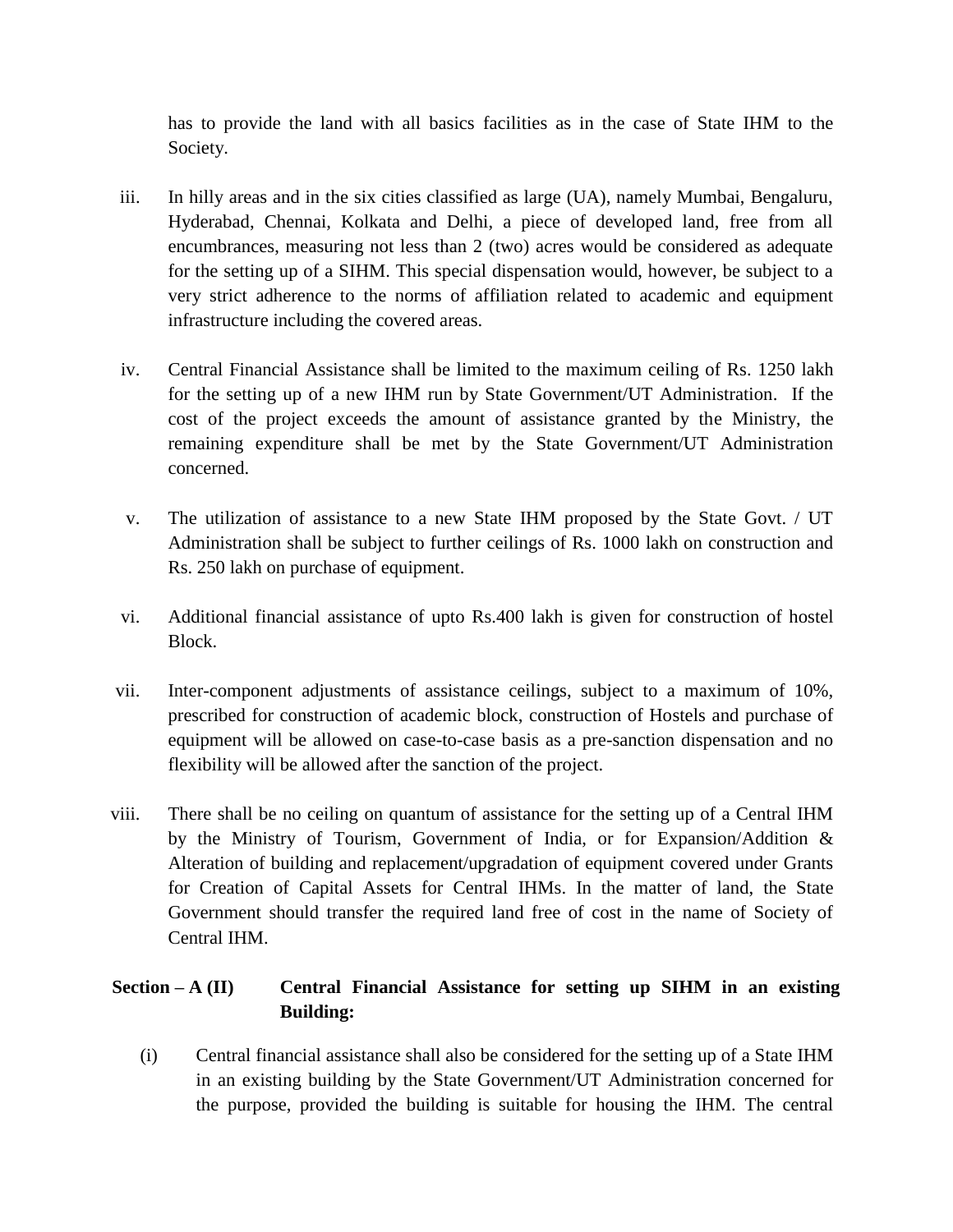has to provide the land with all basics facilities as in the case of State IHM to the Society.

iii. In hilly areas and in the six cities classified as large (UA), namely Mumbai, Bengaluru, Hyderabad, Chennai, Kolkata and Delhi, a piece of developed land, free from all encumbrances, measuring not less than 2 (two) acres would be considered as adequate for the setting up of a SIHM. This special dispensation would, however, be subject to a very strict adherence to the norms of affiliation related to academic and equipment infrastructure including the covered areas.

iv. Central Financial Assistance shall be limited to the maximum ceiling of Rs. 1250 lakh for the setting up of a new IHM run by State Government/UT Administration. If the cost of the project exceeds the amount of assistance granted by the Ministry, the remaining expenditure shall be met by the State Government/UT Administration concerned.

v. The utilization of assistance to a new State IHM proposed by the State Govt. / UT Administration shall be subject to further ceilings of Rs. 1000 lakh on construction and Rs. 250 lakh on purchase of equipment.

vi. Additional financial assistance of upto Rs.400 lakh is given for construction of hostel Block.

vii. Inter-component adjustments of assistance ceilings, subject to a maximum of 10%, prescribed for construction of academic block, construction of Hostels and purchase of equipment will be allowed on case-to-case basis as a pre-sanction dispensation and no flexibility will be allowed after the sanction of the project.

viii. There shall be no ceiling on quantum of assistance for the setting up of a Central IHM by the Ministry of Tourism, Government of India, or for Expansion/Addition & Alteration of building and replacement/upgradation of equipment covered under Grants for Creation of Capital Assets for Central IHMs. In the matter of land, the State Government should transfer the required land free of cost in the name of Society of Central IHM.

**Section – A (II) Central Financial Assistance for setting up SIHM in an existing Building:**

(i) Central financial assistance shall also be considered for the setting up of a State IHM in an existing building by the State Government/UT Administration concerned for the purpose, provided the building is suitable for housing the IHM. The central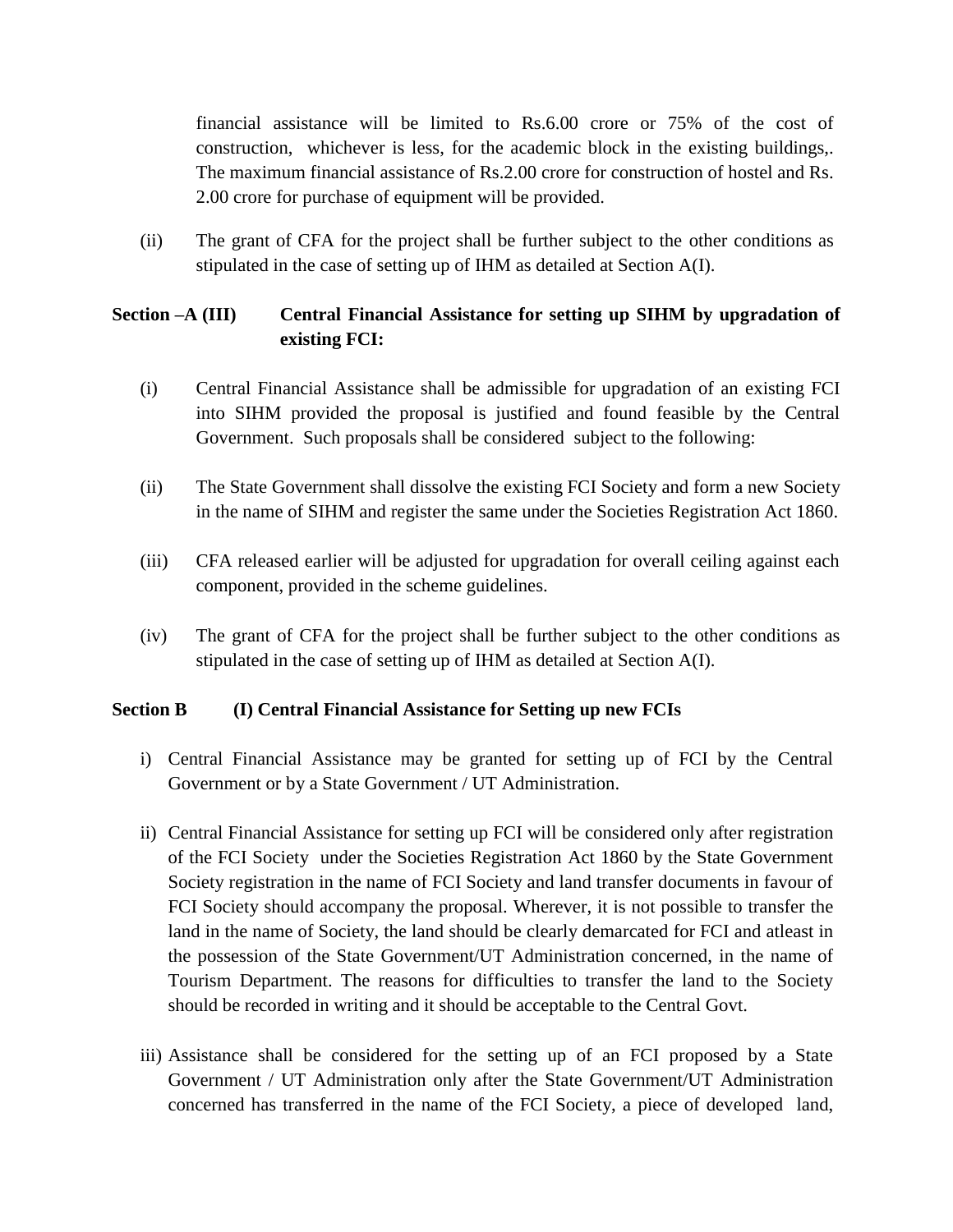financial assistance will be limited to Rs.6.00 crore or 75% of the cost of construction, whichever is less, for the academic block in the existing buildings,. The maximum financial assistance of Rs.2.00 crore for construction of hostel and Rs. 2.00 crore for purchase of equipment will be provided.

(ii) The grant of CFA for the project shall be further subject to the other conditions as stipulated in the case of setting up of IHM as detailed at Section A(I).

**Section –A (III) Central Financial Assistance for setting up SIHM by upgradation of existing FCI:**

(i) Central Financial Assistance shall be admissible for upgradation of an existing FCI into SIHM provided the proposal is justified and found feasible by the Central Government. Such proposals shall be considered subject to the following:

(ii) The State Government shall dissolve the existing FCI Society and form a new Society in the name of SIHM and register the same under the Societies Registration Act 1860.

(iii) CFA released earlier will be adjusted for upgradation for overall ceiling against each component, provided in the scheme guidelines.

(iv) The grant of CFA for the project shall be further subject to the other conditions as stipulated in the case of setting up of IHM as detailed at Section A(I).

**Section B (I) Central Financial Assistance for Setting up new FCIs**

i) Central Financial Assistance may be granted for setting up of FCI by the Central Government or by a State Government / UT Administration.

ii) Central Financial Assistance for setting up FCI will be considered only after registration of the FCI Society under the Societies Registration Act 1860 by the State Government Society registration in the name of FCI Society and land transfer documents in favour of FCI Society should accompany the proposal. Wherever, it is not possible to transfer the land in the name of Society, the land should be clearly demarcated for FCI and atleast in the possession of the State Government/UT Administration concerned, in the name of Tourism Department. The reasons for difficulties to transfer the land to the Society should be recorded in writing and it should be acceptable to the Central Govt.

iii) Assistance shall be considered for the setting up of an FCI proposed by a State Government / UT Administration only after the State Government/UT Administration concerned has transferred in the name of the FCI Society, a piece of developed land,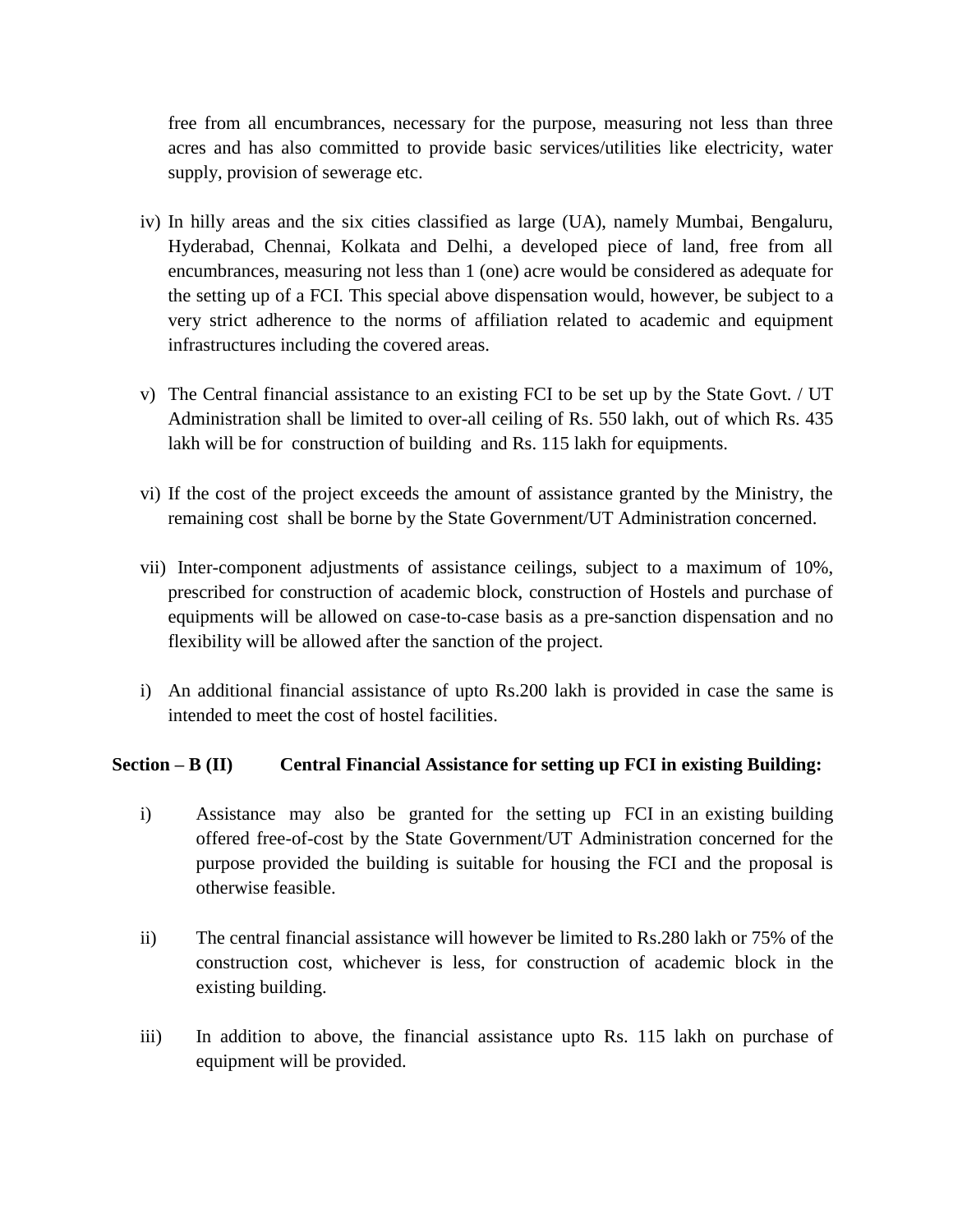free from all encumbrances, necessary for the purpose, measuring not less than three acres and has also committed to provide basic services/utilities like electricity, water supply, provision of sewerage etc.

iv) In hilly areas and the six cities classified as large (UA), namely Mumbai, Bengaluru, Hyderabad, Chennai, Kolkata and Delhi, a developed piece of land, free from all encumbrances, measuring not less than 1 (one) acre would be considered as adequate for the setting up of a FCI. This special above dispensation would, however, be subject to a very strict adherence to the norms of affiliation related to academic and equipment infrastructures including the covered areas.

v) The Central financial assistance to an existing FCI to be set up by the State Govt. / UT Administration shall be limited to over-all ceiling of Rs. 550 lakh, out of which Rs. 435 lakh will be for construction of building and Rs. 115 lakh for equipments.

vi) If the cost of the project exceeds the amount of assistance granted by the Ministry, the remaining cost shall be borne by the State Government/UT Administration concerned.

vii) Inter-component adjustments of assistance ceilings, subject to a maximum of 10%, prescribed for construction of academic block, construction of Hostels and purchase of equipments will be allowed on case-to-case basis as a pre-sanction dispensation and no flexibility will be allowed after the sanction of the project.

i) An additional financial assistance of upto Rs.200 lakh is provided in case the same is intended to meet the cost of hostel facilities.

**Section – B (II) Central Financial Assistance for setting up FCI in existing Building:**

i) Assistance may also be granted for the setting up FCI in an existing building offered free-of-cost by the State Government/UT Administration concerned for the purpose provided the building is suitable for housing the FCI and the proposal is otherwise feasible.

ii) The central financial assistance will however be limited to Rs.280 lakh or 75% of the construction cost, whichever is less, for construction of academic block in the existing building.

iii) In addition to above, the financial assistance upto Rs. 115 lakh on purchase of equipment will be provided.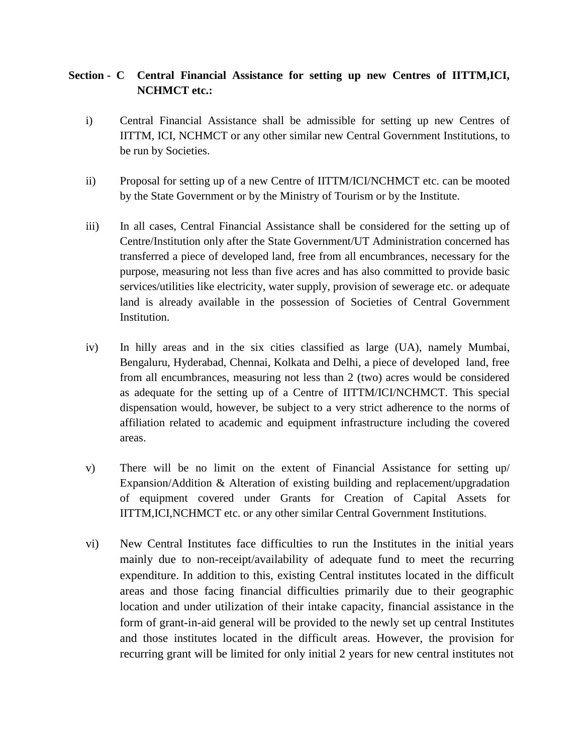**Section - C Central Financial Assistance for setting up new Centres of IITTM,ICI, NCHMCT etc.:**

i) Central Financial Assistance shall be admissible for setting up new Centres of IITTM, ICI, NCHMCT or any other similar new Central Government Institutions, to be run by Societies.

ii) Proposal for setting up of a new Centre of IITTM/ICI/NCHMCT etc. can be mooted by the State Government or by the Ministry of Tourism or by the Institute.

iii) In all cases, Central Financial Assistance shall be considered for the setting up of Centre/Institution only after the State Government/UT Administration concerned has transferred a piece of developed land, free from all encumbrances, necessary for the purpose, measuring not less than five acres and has also committed to provide basic services/utilities like electricity, water supply, provision of sewerage etc. or adequate land is already available in the possession of Societies of Central Government Institution.

iv) In hilly areas and in the six cities classified as large (UA), namely Mumbai, Bengaluru, Hyderabad, Chennai, Kolkata and Delhi, a piece of developed land, free from all encumbrances, measuring not less than 2 (two) acres would be considered as adequate for the setting up of a Centre of IITTM/ICI/NCHMCT. This special dispensation would, however, be subject to a very strict adherence to the norms of affiliation related to academic and equipment infrastructure including the covered areas.

v) There will be no limit on the extent of Financial Assistance for setting up/ Expansion/Addition & Alteration of existing building and replacement/upgradation of equipment covered under Grants for Creation of Capital Assets for IITTM,ICI,NCHMCT etc. or any other similar Central Government Institutions.

vi) New Central Institutes face difficulties to run the Institutes in the initial years mainly due to non-receipt/availability of adequate fund to meet the recurring expenditure. In addition to this, existing Central institutes located in the difficult areas and those facing financial difficulties primarily due to their geographic location and under utilization of their intake capacity, financial assistance in the form of grant-in-aid general will be provided to the newly set up central Institutes and those institutes located in the difficult areas. However, the provision for recurring grant will be limited for only initial 2 years for new central institutes not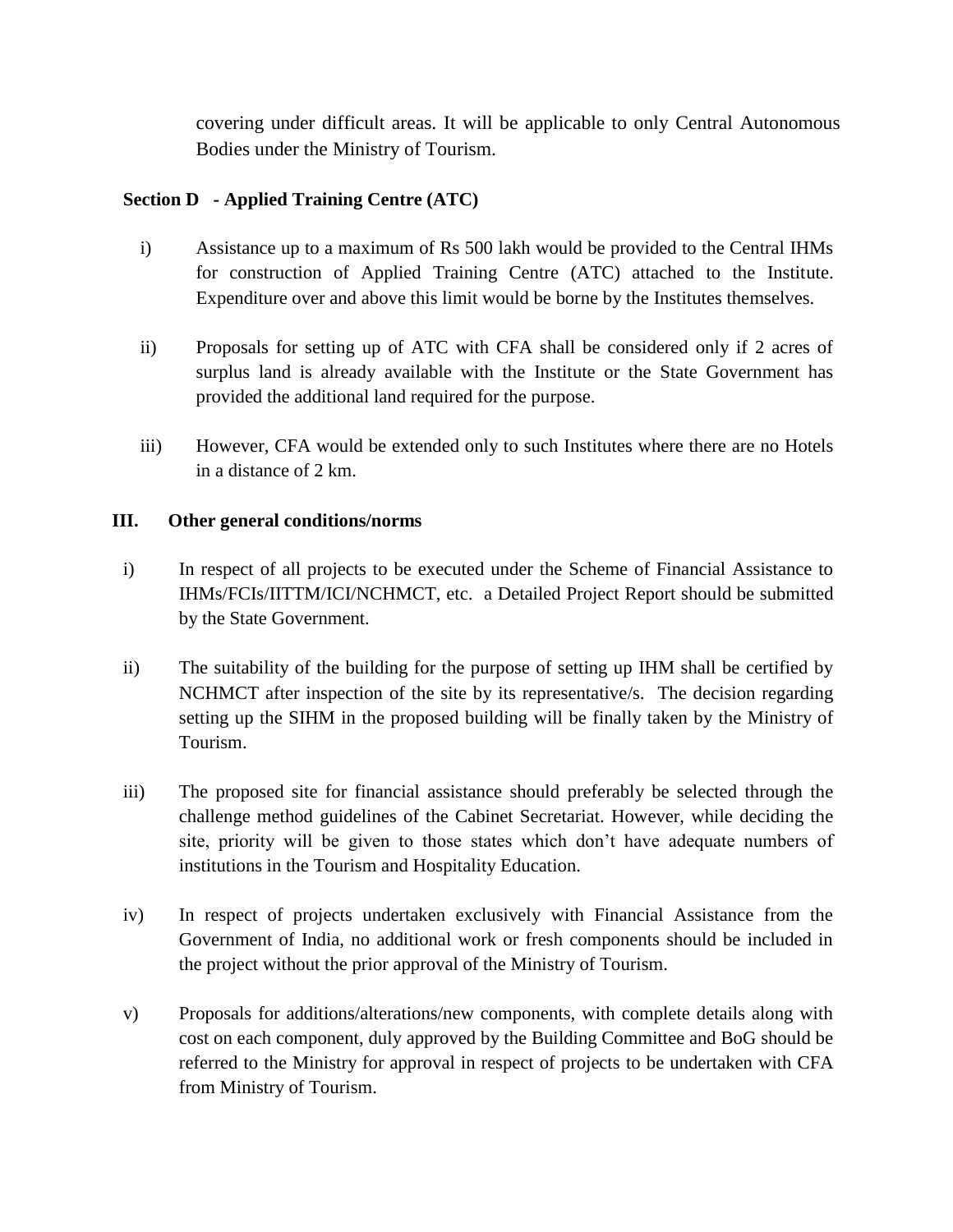covering under difficult areas. It will be applicable to only Central Autonomous Bodies under the Ministry of Tourism.

**Section D - Applied Training Centre (ATC)**

i) Assistance up to a maximum of Rs 500 lakh would be provided to the Central IHMs for construction of Applied Training Centre (ATC) attached to the Institute. Expenditure over and above this limit would be borne by the Institutes themselves.

ii) Proposals for setting up of ATC with CFA shall be considered only if 2 acres of surplus land is already available with the Institute or the State Government has provided the additional land required for the purpose.

iii) However, CFA would be extended only to such Institutes where there are no Hotels in a distance of 2 km.

**III. Other general conditions/norms**

i) In respect of all projects to be executed under the Scheme of Financial Assistance to IHMs/FCIs/IITTM/ICI/NCHMCT, etc. a Detailed Project Report should be submitted by the State Government.

ii) The suitability of the building for the purpose of setting up IHM shall be certified by NCHMCT after inspection of the site by its representative/s. The decision regarding setting up the SIHM in the proposed building will be finally taken by the Ministry of Tourism.

iii) The proposed site for financial assistance should preferably be selected through the challenge method guidelines of the Cabinet Secretariat. However, while deciding the site, priority will be given to those states which don't have adequate numbers of institutions in the Tourism and Hospitality Education.

iv) In respect of projects undertaken exclusively with Financial Assistance from the Government of India, no additional work or fresh components should be included in the project without the prior approval of the Ministry of Tourism.

v) Proposals for additions/alterations/new components, with complete details along with cost on each component, duly approved by the Building Committee and BoG should be referred to the Ministry for approval in respect of projects to be undertaken with CFA from Ministry of Tourism.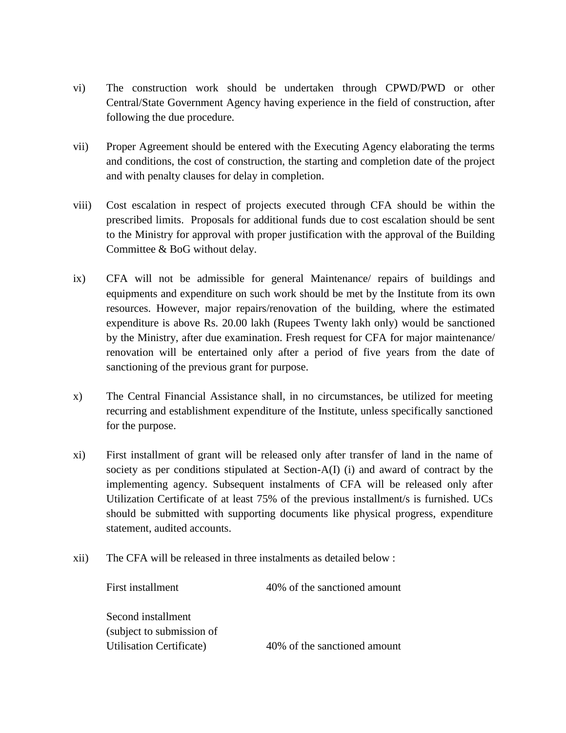vi) The construction work should be undertaken through CPWD/PWD or other Central/State Government Agency having experience in the field of construction, after following the due procedure.

vii) Proper Agreement should be entered with the Executing Agency elaborating the terms and conditions, the cost of construction, the starting and completion date of the project and with penalty clauses for delay in completion.

viii) Cost escalation in respect of projects executed through CFA should be within the prescribed limits. Proposals for additional funds due to cost escalation should be sent to the Ministry for approval with proper justification with the approval of the Building Committee & BoG without delay.

ix) CFA will not be admissible for general Maintenance/ repairs of buildings and equipments and expenditure on such work should be met by the Institute from its own resources. However, major repairs/renovation of the building, where the estimated expenditure is above Rs. 20.00 lakh (Rupees Twenty lakh only) would be sanctioned by the Ministry, after due examination. Fresh request for CFA for major maintenance/ renovation will be entertained only after a period of five years from the date of sanctioning of the previous grant for purpose.

x) The Central Financial Assistance shall, in no circumstances, be utilized for meeting recurring and establishment expenditure of the Institute, unless specifically sanctioned for the purpose.

xi) First installment of grant will be released only after transfer of land in the name of society as per conditions stipulated at Section-A(I) (i) and award of contract by the implementing agency. Subsequent instalments of CFA will be released only after Utilization Certificate of at least 75% of the previous installment/s is furnished. UCs should be submitted with supporting documents like physical progress, expenditure statement, audited accounts.

xii) The CFA will be released in three instalments as detailed below :

| | |
|---|---|
| First installment | 40% of the sanctioned amount |
| Second installment (subject to submission of Utilisation Certificate) | 40% of the sanctioned amount |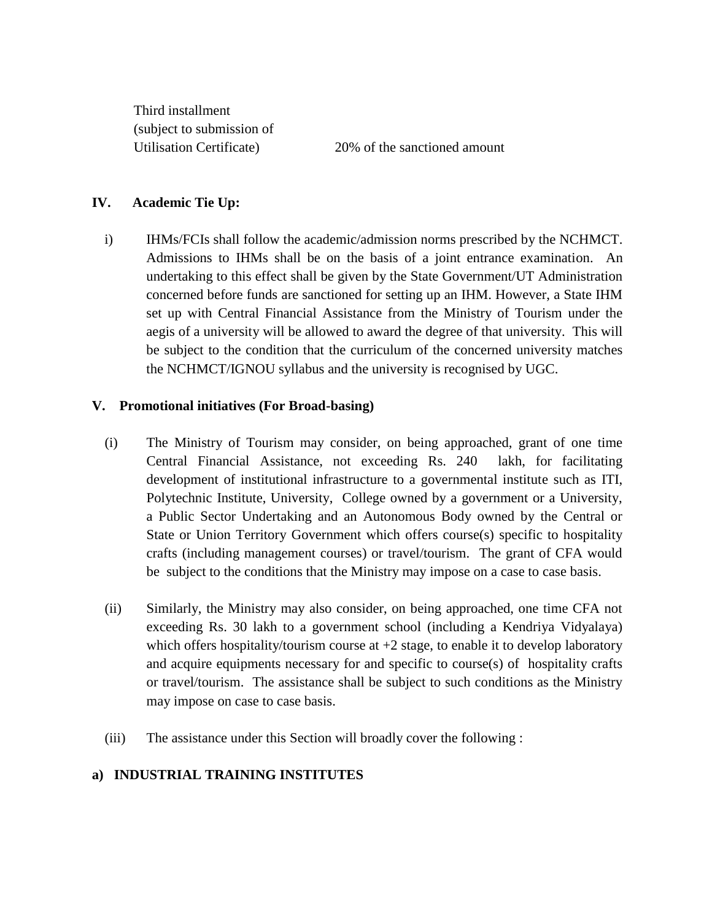| | |
|---|---|
| Third installment (subject to submission of Utilisation Certificate) | 20% of the sanctioned amount |

**IV. Academic Tie Up:**

i) IHMs/FCIs shall follow the academic/admission norms prescribed by the NCHMCT. Admissions to IHMs shall be on the basis of a joint entrance examination. An undertaking to this effect shall be given by the State Government/UT Administration concerned before funds are sanctioned for setting up an IHM. However, a State IHM set up with Central Financial Assistance from the Ministry of Tourism under the aegis of a university will be allowed to award the degree of that university. This will be subject to the condition that the curriculum of the concerned university matches the NCHMCT/IGNOU syllabus and the university is recognised by UGC.

**V. Promotional initiatives (For Broad-basing)**

(i) The Ministry of Tourism may consider, on being approached, grant of one time Central Financial Assistance, not exceeding Rs. 240 lakh, for facilitating development of institutional infrastructure to a governmental institute such as ITI, Polytechnic Institute, University, College owned by a government or a University, a Public Sector Undertaking and an Autonomous Body owned by the Central or State or Union Territory Government which offers course(s) specific to hospitality crafts (including management courses) or travel/tourism. The grant of CFA would be subject to the conditions that the Ministry may impose on a case to case basis.

(ii) Similarly, the Ministry may also consider, on being approached, one time CFA not exceeding Rs. 30 lakh to a government school (including a Kendriya Vidyalaya) which offers hospitality/tourism course at +2 stage, to enable it to develop laboratory and acquire equipments necessary for and specific to course(s) of hospitality crafts or travel/tourism. The assistance shall be subject to such conditions as the Ministry may impose on case to case basis.

(iii) The assistance under this Section will broadly cover the following :

**a) INDUSTRIAL TRAINING INSTITUTES**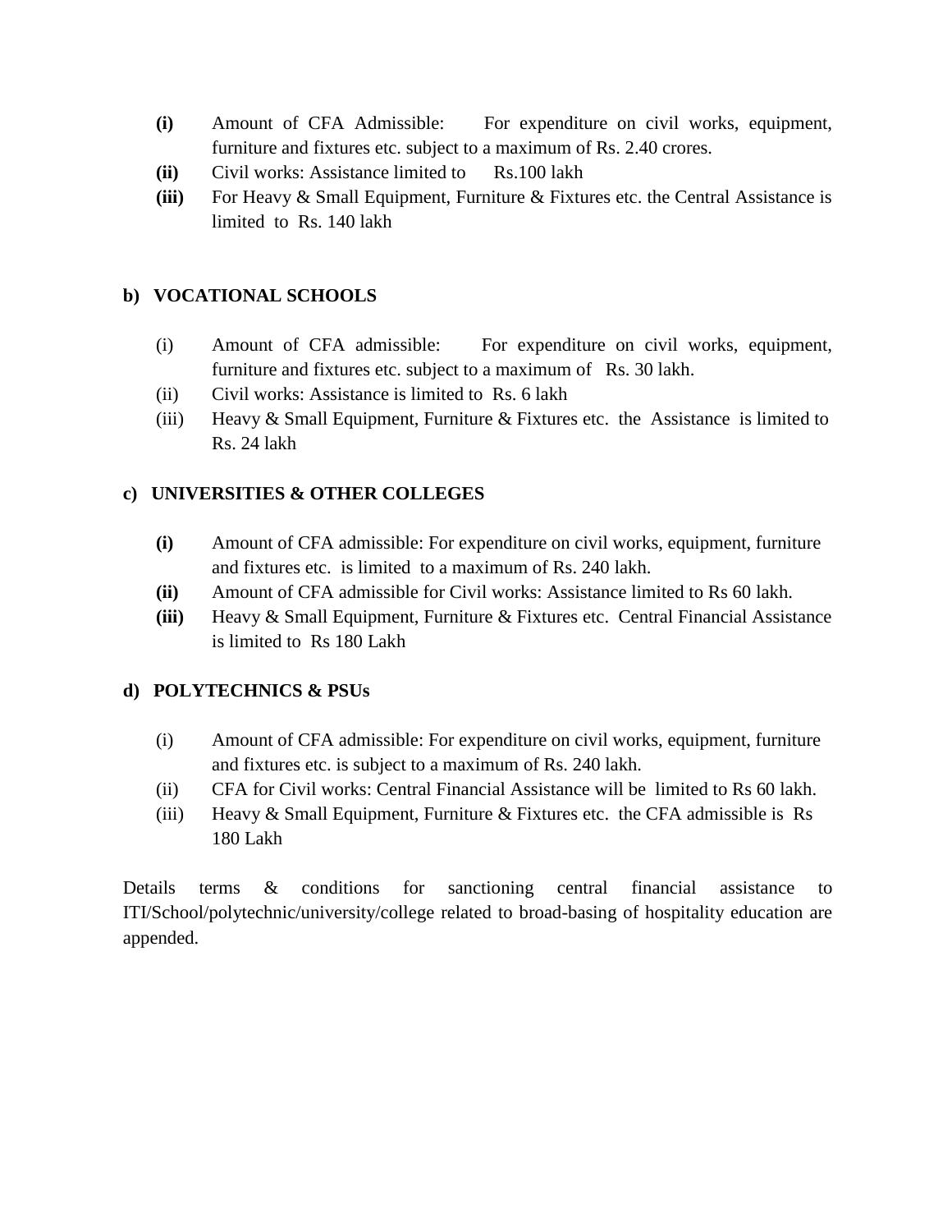- **(i)** Amount of CFA Admissible: For expenditure on civil works, equipment, furniture and fixtures etc. subject to a maximum of Rs. 2.40 crores.
- **(ii)** Civil works: Assistance limited to Rs.100 lakh
- **(iii)** For Heavy & Small Equipment, Furniture & Fixtures etc. the Central Assistance is limited to Rs. 140 lakh

**b) VOCATIONAL SCHOOLS**

- (i) Amount of CFA admissible: For expenditure on civil works, equipment, furniture and fixtures etc. subject to a maximum of Rs. 30 lakh.
- (ii) Civil works: Assistance is limited to Rs. 6 lakh
- (iii) Heavy & Small Equipment, Furniture & Fixtures etc. the Assistance is limited to Rs. 24 lakh

**c) UNIVERSITIES & OTHER COLLEGES**

- **(i)** Amount of CFA admissible: For expenditure on civil works, equipment, furniture and fixtures etc. is limited to a maximum of Rs. 240 lakh.
- **(ii)** Amount of CFA admissible for Civil works: Assistance limited to Rs 60 lakh.
- **(iii)** Heavy & Small Equipment, Furniture & Fixtures etc. Central Financial Assistance is limited to Rs 180 Lakh

**d) POLYTECHNICS & PSUs**

- (i) Amount of CFA admissible: For expenditure on civil works, equipment, furniture and fixtures etc. is subject to a maximum of Rs. 240 lakh.
- (ii) CFA for Civil works: Central Financial Assistance will be limited to Rs 60 lakh.
- (iii) Heavy & Small Equipment, Furniture & Fixtures etc. the CFA admissible is Rs 180 Lakh

Details terms & conditions for sanctioning central financial assistance to ITI/School/polytechnic/university/college related to broad-basing of hospitality education are appended.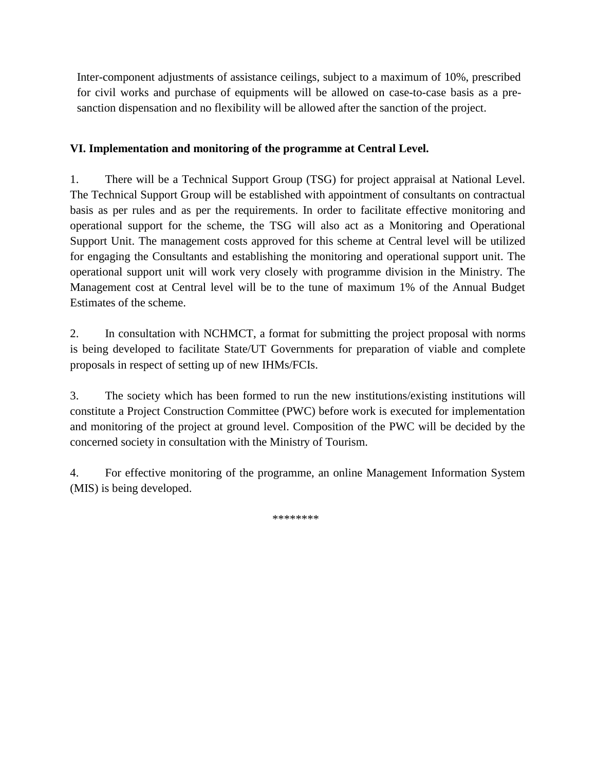Inter-component adjustments of assistance ceilings, subject to a maximum of 10%, prescribed for civil works and purchase of equipments will be allowed on case-to-case basis as a pre-sanction dispensation and no flexibility will be allowed after the sanction of the project.

**VI. Implementation and monitoring of the programme at Central Level.**

1. There will be a Technical Support Group (TSG) for project appraisal at National Level. The Technical Support Group will be established with appointment of consultants on contractual basis as per rules and as per the requirements. In order to facilitate effective monitoring and operational support for the scheme, the TSG will also act as a Monitoring and Operational Support Unit. The management costs approved for this scheme at Central level will be utilized for engaging the Consultants and establishing the monitoring and operational support unit. The operational support unit will work very closely with programme division in the Ministry. The Management cost at Central level will be to the tune of maximum 1% of the Annual Budget Estimates of the scheme.

2. In consultation with NCHMCT, a format for submitting the project proposal with norms is being developed to facilitate State/UT Governments for preparation of viable and complete proposals in respect of setting up of new IHMs/FCIs.

3. The society which has been formed to run the new institutions/existing institutions will constitute a Project Construction Committee (PWC) before work is executed for implementation and monitoring of the project at ground level. Composition of the PWC will be decided by the concerned society in consultation with the Ministry of Tourism.

4. For effective monitoring of the programme, an online Management Information System (MIS) is being developed.

********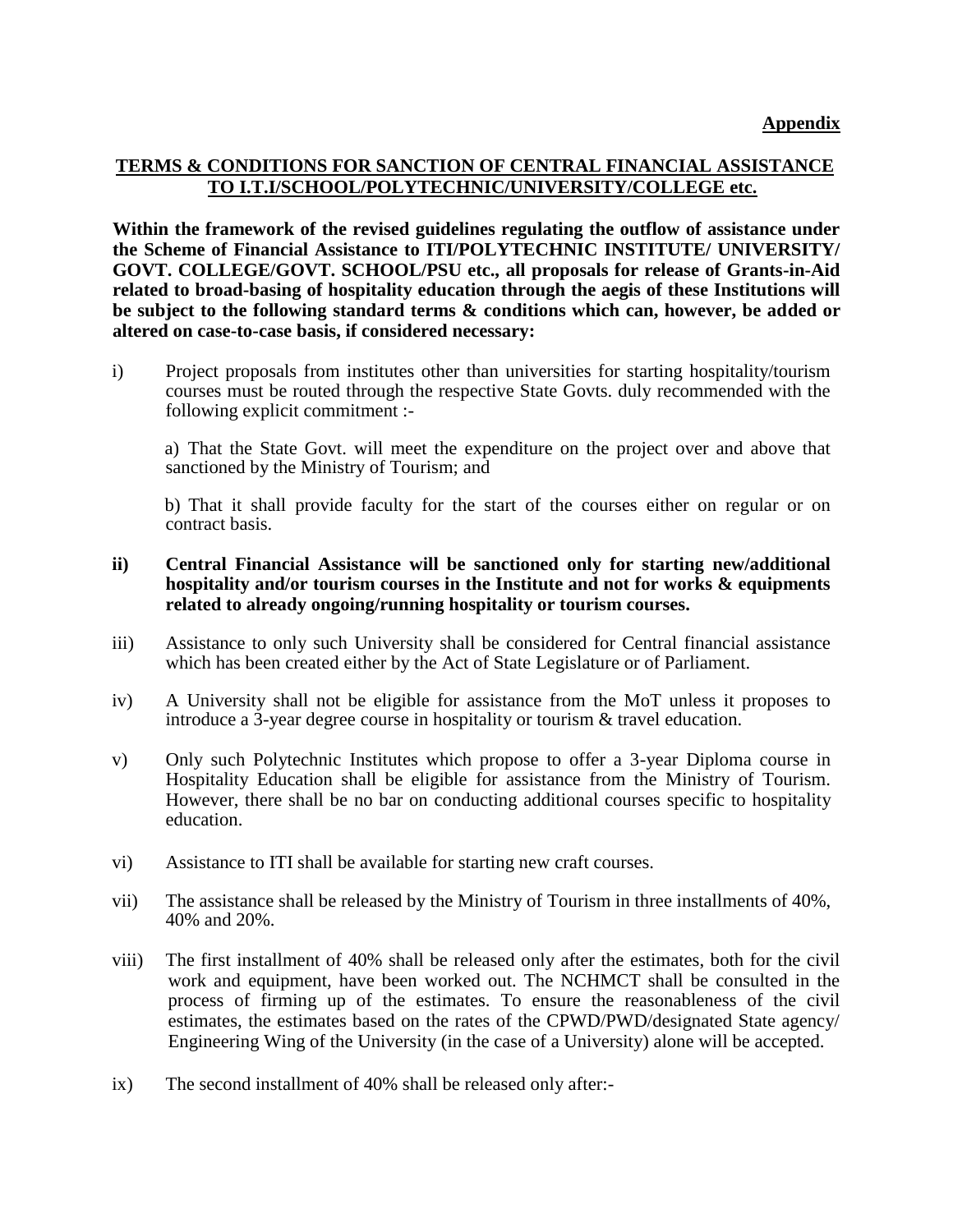**Appendix**

**TERMS & CONDITIONS FOR SANCTION OF CENTRAL FINANCIAL ASSISTANCE TO I.T.I/SCHOOL/POLYTECHNIC/UNIVERSITY/COLLEGE etc.**

**Within the framework of the revised guidelines regulating the outflow of assistance under the Scheme of Financial Assistance to ITI/POLYTECHNIC INSTITUTE/ UNIVERSITY/ GOVT. COLLEGE/GOVT. SCHOOL/PSU etc., all proposals for release of Grants-in-Aid related to broad-basing of hospitality education through the aegis of these Institutions will be subject to the following standard terms & conditions which can, however, be added or altered on case-to-case basis, if considered necessary:**

i) Project proposals from institutes other than universities for starting hospitality/tourism courses must be routed through the respective State Govts. duly recommended with the following explicit commitment :-

   a) That the State Govt. will meet the expenditure on the project over and above that sanctioned by the Ministry of Tourism; and

   b) That it shall provide faculty for the start of the courses either on regular or on contract basis.

**ii) Central Financial Assistance will be sanctioned only for starting new/additional hospitality and/or tourism courses in the Institute and not for works & equipments related to already ongoing/running hospitality or tourism courses.**

iii) Assistance to only such University shall be considered for Central financial assistance which has been created either by the Act of State Legislature or of Parliament.

iv) A University shall not be eligible for assistance from the MoT unless it proposes to introduce a 3-year degree course in hospitality or tourism & travel education.

v) Only such Polytechnic Institutes which propose to offer a 3-year Diploma course in Hospitality Education shall be eligible for assistance from the Ministry of Tourism. However, there shall be no bar on conducting additional courses specific to hospitality education.

vi) Assistance to ITI shall be available for starting new craft courses.

vii) The assistance shall be released by the Ministry of Tourism in three installments of 40%, 40% and 20%.

viii) The first installment of 40% shall be released only after the estimates, both for the civil work and equipment, have been worked out. The NCHMCT shall be consulted in the process of firming up of the estimates. To ensure the reasonableness of the civil estimates, the estimates based on the rates of the CPWD/PWD/designated State agency/ Engineering Wing of the University (in the case of a University) alone will be accepted.

ix) The second installment of 40% shall be released only after:-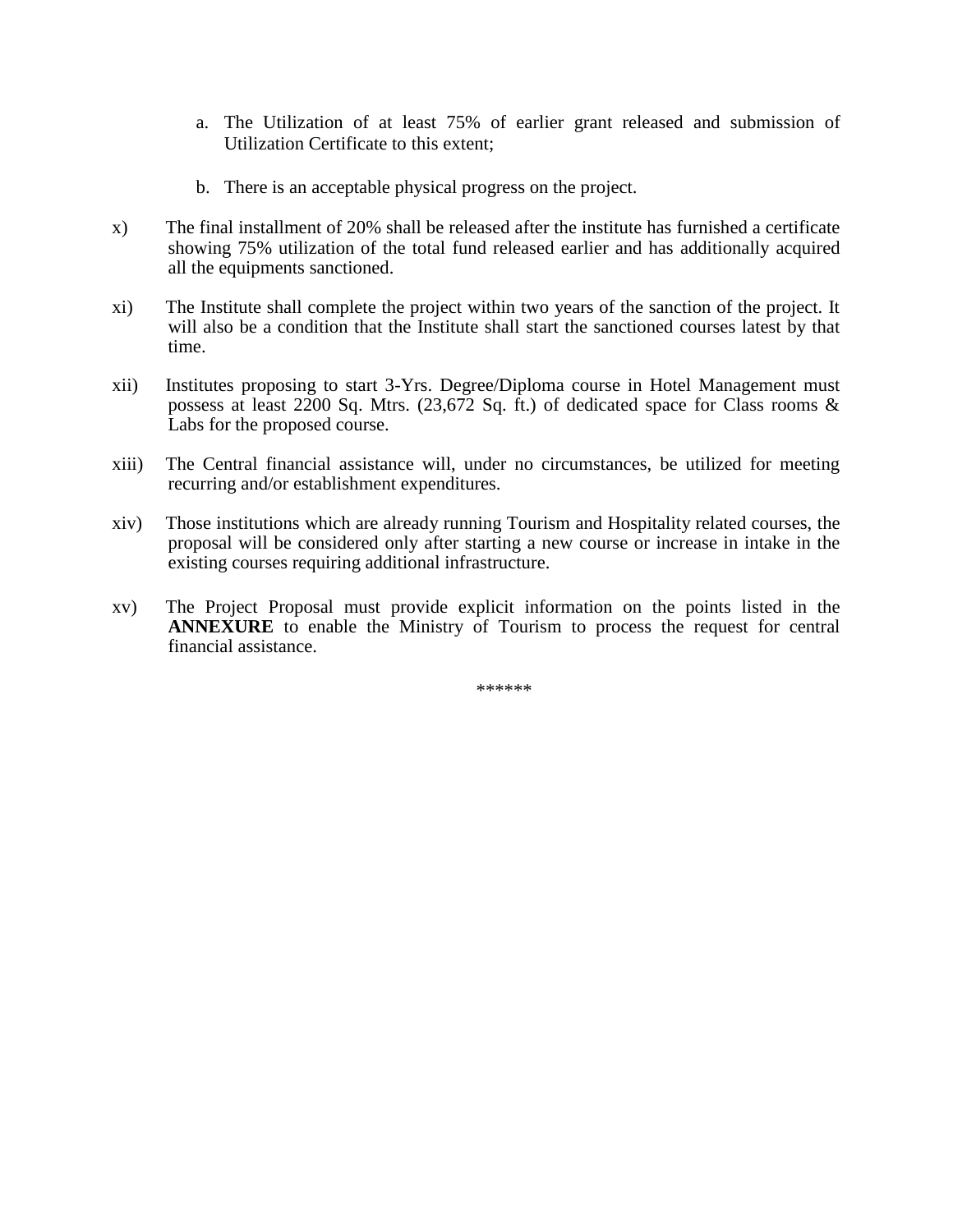a. The Utilization of at least 75% of earlier grant released and submission of Utilization Certificate to this extent;

b. There is an acceptable physical progress on the project.

x) The final installment of 20% shall be released after the institute has furnished a certificate showing 75% utilization of the total fund released earlier and has additionally acquired all the equipments sanctioned.

xi) The Institute shall complete the project within two years of the sanction of the project. It will also be a condition that the Institute shall start the sanctioned courses latest by that time.

xii) Institutes proposing to start 3-Yrs. Degree/Diploma course in Hotel Management must possess at least 2200 Sq. Mtrs. (23,672 Sq. ft.) of dedicated space for Class rooms & Labs for the proposed course.

xiii) The Central financial assistance will, under no circumstances, be utilized for meeting recurring and/or establishment expenditures.

xiv) Those institutions which are already running Tourism and Hospitality related courses, the proposal will be considered only after starting a new course or increase in intake in the existing courses requiring additional infrastructure.

xv) The Project Proposal must provide explicit information on the points listed in the **ANNEXURE** to enable the Ministry of Tourism to process the request for central financial assistance.

******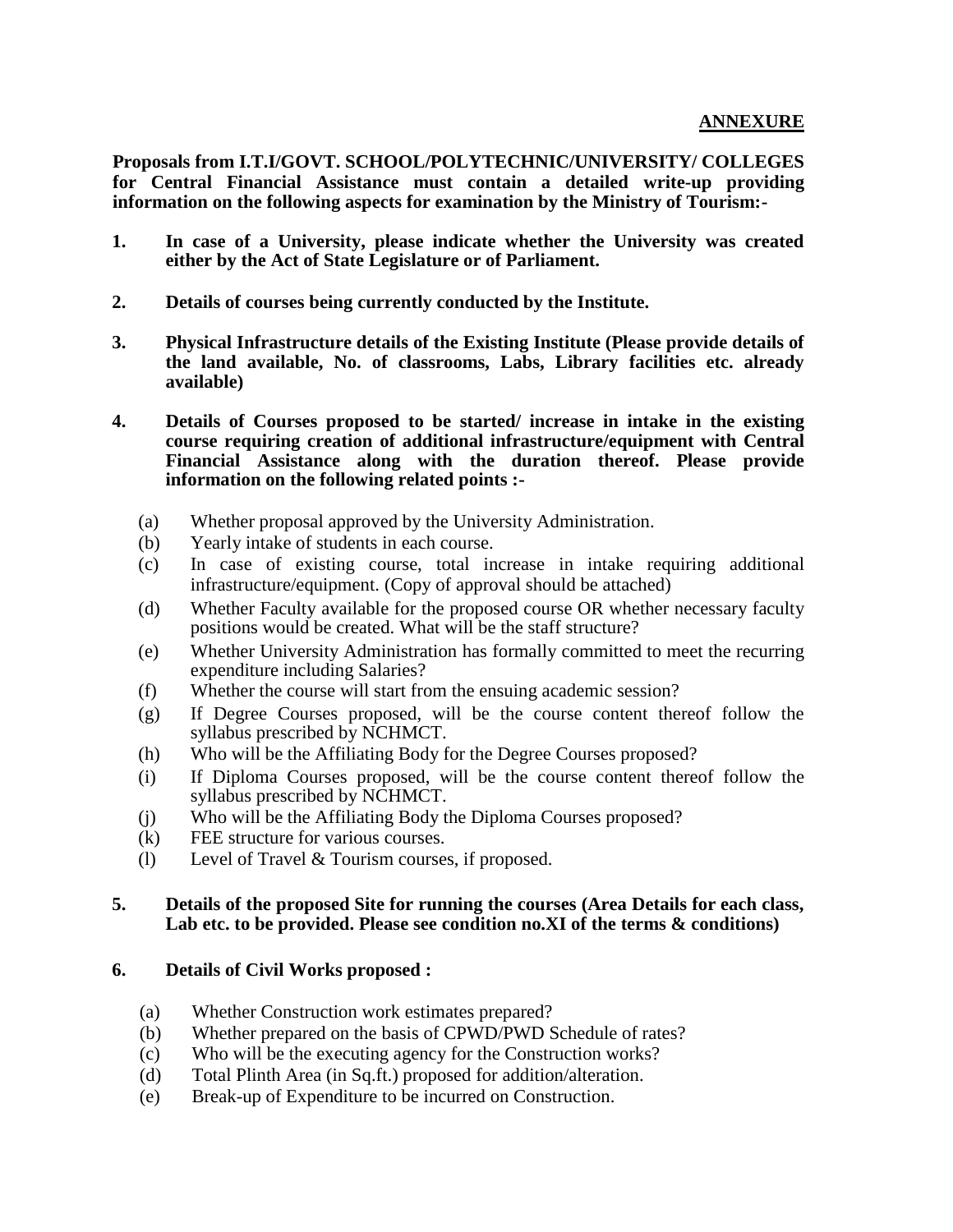**ANNEXURE**

**Proposals from I.T.I/GOVT. SCHOOL/POLYTECHNIC/UNIVERSITY/ COLLEGES for Central Financial Assistance must contain a detailed write-up providing information on the following aspects for examination by the Ministry of Tourism:-**

1. **In case of a University, please indicate whether the University was created either by the Act of State Legislature or of Parliament.**

2. **Details of courses being currently conducted by the Institute.**

3. **Physical Infrastructure details of the Existing Institute (Please provide details of the land available, No. of classrooms, Labs, Library facilities etc. already available)**

4. **Details of Courses proposed to be started/ increase in intake in the existing course requiring creation of additional infrastructure/equipment with Central Financial Assistance along with the duration thereof. Please provide information on the following related points :-**

   (a) Whether proposal approved by the University Administration.
   (b) Yearly intake of students in each course.
   (c) In case of existing course, total increase in intake requiring additional infrastructure/equipment. (Copy of approval should be attached)
   (d) Whether Faculty available for the proposed course OR whether necessary faculty positions would be created. What will be the staff structure?
   (e) Whether University Administration has formally committed to meet the recurring expenditure including Salaries?
   (f) Whether the course will start from the ensuing academic session?
   (g) If Degree Courses proposed, will be the course content thereof follow the syllabus prescribed by NCHMCT.
   (h) Who will be the Affiliating Body for the Degree Courses proposed?
   (i) If Diploma Courses proposed, will be the course content thereof follow the syllabus prescribed by NCHMCT.
   (j) Who will be the Affiliating Body the Diploma Courses proposed?
   (k) FEE structure for various courses.
   (l) Level of Travel & Tourism courses, if proposed.

5. **Details of the proposed Site for running the courses (Area Details for each class, Lab etc. to be provided. Please see condition no.XI of the terms & conditions)**

6. **Details of Civil Works proposed :**

   (a) Whether Construction work estimates prepared?
   (b) Whether prepared on the basis of CPWD/PWD Schedule of rates?
   (c) Who will be the executing agency for the Construction works?
   (d) Total Plinth Area (in Sq.ft.) proposed for addition/alteration.
   (e) Break-up of Expenditure to be incurred on Construction.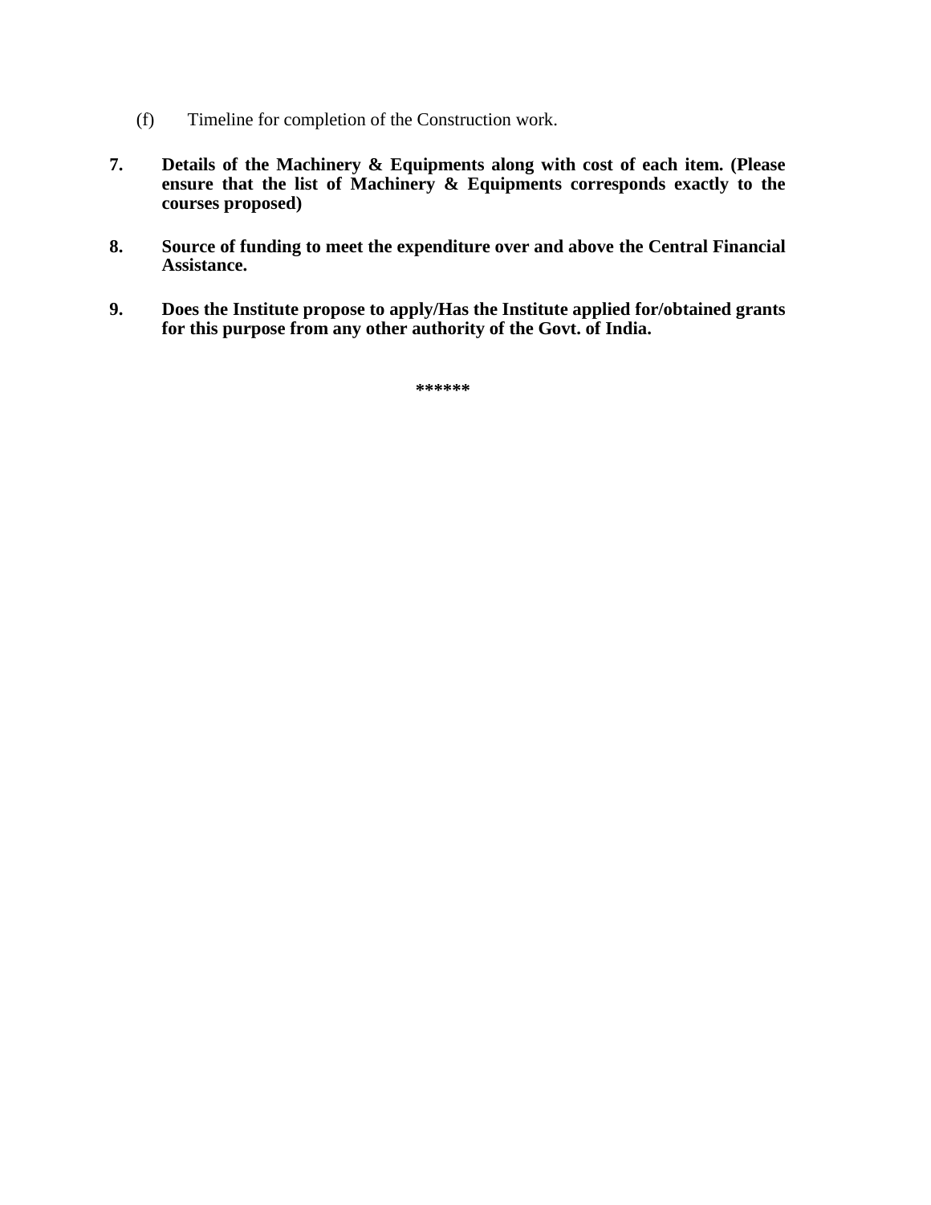(f) Timeline for completion of the Construction work.

**7. Details of the Machinery & Equipments along with cost of each item. (Please ensure that the list of Machinery & Equipments corresponds exactly to the courses proposed)**

**8. Source of funding to meet the expenditure over and above the Central Financial Assistance.**

**9. Does the Institute propose to apply/Has the Institute applied for/obtained grants for this purpose from any other authority of the Govt. of India.**

**\*\*\*\*\*\***